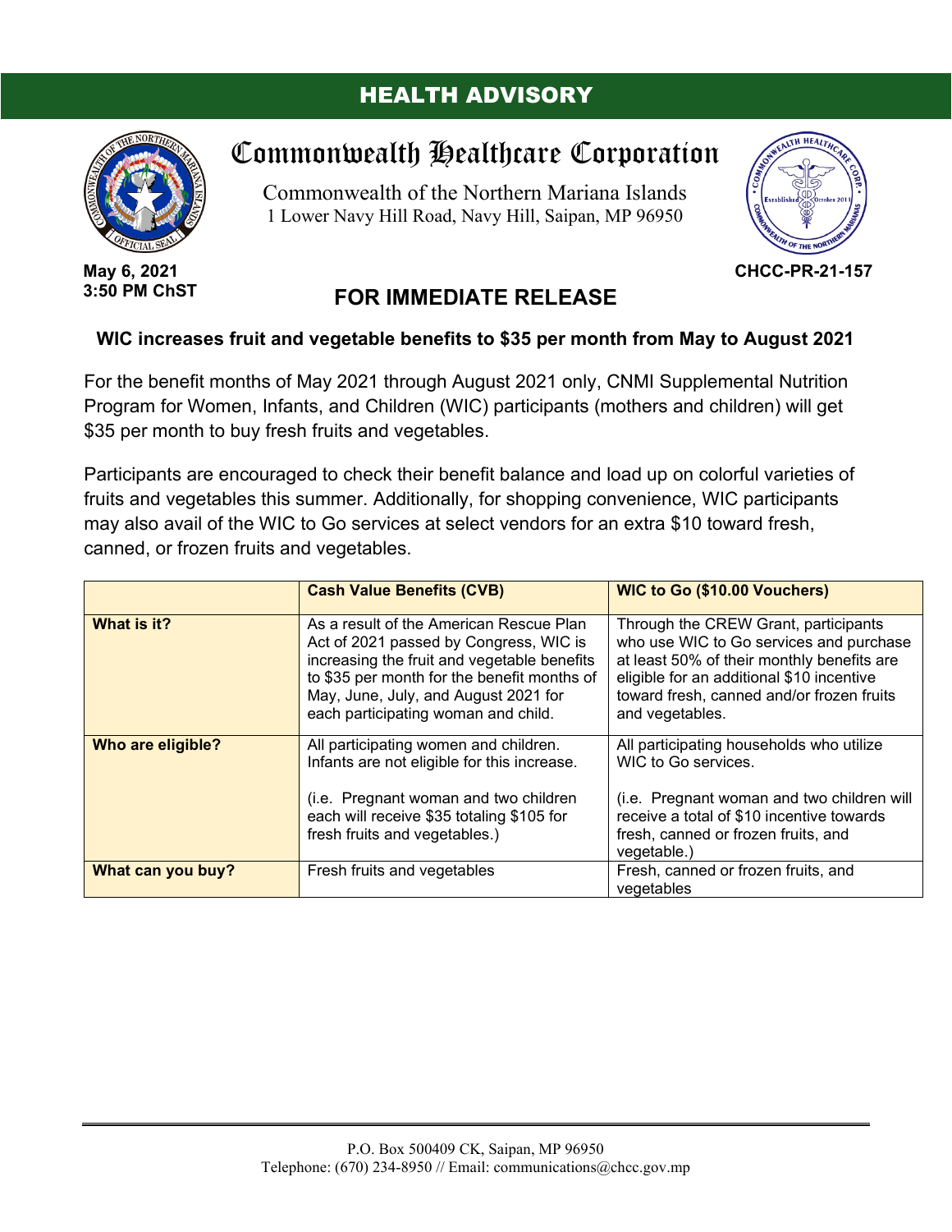# HEALTH ADVISORY

## Commonwealth Healthcare Corporation

Commonwealth of the Northern Mariana Islands
1 Lower Navy Hill Road, Navy Hill, Saipan, MP 96950

**May 6, 2021**
**3:50 PM ChST**

**CHCC-PR-21-157**

## FOR IMMEDIATE RELEASE

**WIC increases fruit and vegetable benefits to $35 per month from May to August 2021**

For the benefit months of May 2021 through August 2021 only, CNMI Supplemental Nutrition Program for Women, Infants, and Children (WIC) participants (mothers and children) will get $35 per month to buy fresh fruits and vegetables.

Participants are encouraged to check their benefit balance and load up on colorful varieties of fruits and vegetables this summer. Additionally, for shopping convenience, WIC participants may also avail of the WIC to Go services at select vendors for an extra $10 toward fresh, canned, or frozen fruits and vegetables.

| | **Cash Value Benefits (CVB)** | **WIC to Go ($10.00 Vouchers)** |
|---|---|---|
| **What is it?** | As a result of the American Rescue Plan Act of 2021 passed by Congress, WIC is increasing the fruit and vegetable benefits to $35 per month for the benefit months of May, June, July, and August 2021 for each participating woman and child. | Through the CREW Grant, participants who use WIC to Go services and purchase at least 50% of their monthly benefits are eligible for an additional $10 incentive toward fresh, canned and/or frozen fruits and vegetables. |
| **Who are eligible?** | All participating women and children. Infants are not eligible for this increase.<br><br>(i.e. Pregnant woman and two children each will receive $35 totaling $105 for fresh fruits and vegetables.) | All participating households who utilize WIC to Go services.<br><br>(i.e. Pregnant woman and two children will receive a total of $10 incentive towards fresh, canned or frozen fruits, and vegetable.) |
| **What can you buy?** | Fresh fruits and vegetables | Fresh, canned or frozen fruits, and vegetables |

P.O. Box 500409 CK, Saipan, MP 96950
Telephone: (670) 234-8950 // Email: communications@chcc.gov.mp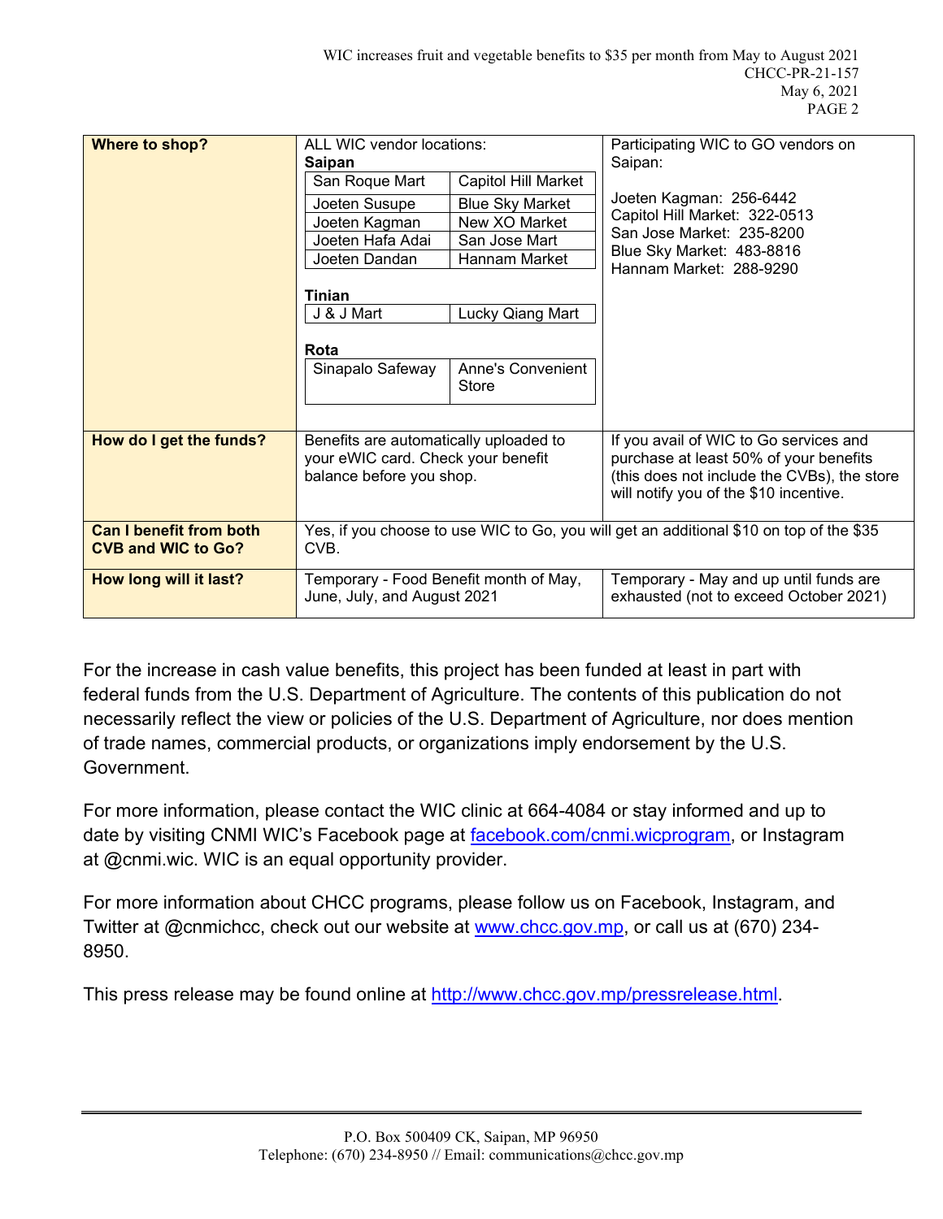| | | |
|---|---|---|
| **Where to shop?** | ALL WIC vendor locations:<br>**Saipan**<br>San Roque Mart, Capitol Hill Market, Joeten Susupe, Blue Sky Market, Joeten Kagman, New XO Market, Joeten Hafa Adai, San Jose Mart, Joeten Dandan, Hannam Market<br><br>**Tinian**<br>J & J Mart, Lucky Qiang Mart<br><br>**Rota**<br>Sinapalo Safeway, Anne's Convenient Store | Participating WIC to GO vendors on Saipan:<br><br>Joeten Kagman: 256-6442<br>Capitol Hill Market: 322-0513<br>San Jose Market: 235-8200<br>Blue Sky Market: 483-8816<br>Hannam Market: 288-9290 |
| **How do I get the funds?** | Benefits are automatically uploaded to your eWIC card. Check your benefit balance before you shop. | If you avail of WIC to Go services and purchase at least 50% of your benefits (this does not include the CVBs), the store will notify you of the $10 incentive. |
| **Can I benefit from both CVB and WIC to Go?** | Yes, if you choose to use WIC to Go, you will get an additional $10 on top of the $35 CVB. | |
| **How long will it last?** | Temporary - Food Benefit month of May, June, July, and August 2021 | Temporary - May and up until funds are exhausted (not to exceed October 2021) |

For the increase in cash value benefits, this project has been funded at least in part with federal funds from the U.S. Department of Agriculture. The contents of this publication do not necessarily reflect the view or policies of the U.S. Department of Agriculture, nor does mention of trade names, commercial products, or organizations imply endorsement by the U.S. Government.

For more information, please contact the WIC clinic at 664-4084 or stay informed and up to date by visiting CNMI WIC's Facebook page at [facebook.com/cnmi.wicprogram](facebook.com/cnmi.wicprogram), or Instagram at @cnmi.wic. WIC is an equal opportunity provider.

For more information about CHCC programs, please follow us on Facebook, Instagram, and Twitter at @cnmichcc, check out our website at [www.chcc.gov.mp](www.chcc.gov.mp), or call us at (670) 234-8950.

This press release may be found online at [http://www.chcc.gov.mp/pressrelease.html](http://www.chcc.gov.mp/pressrelease.html).